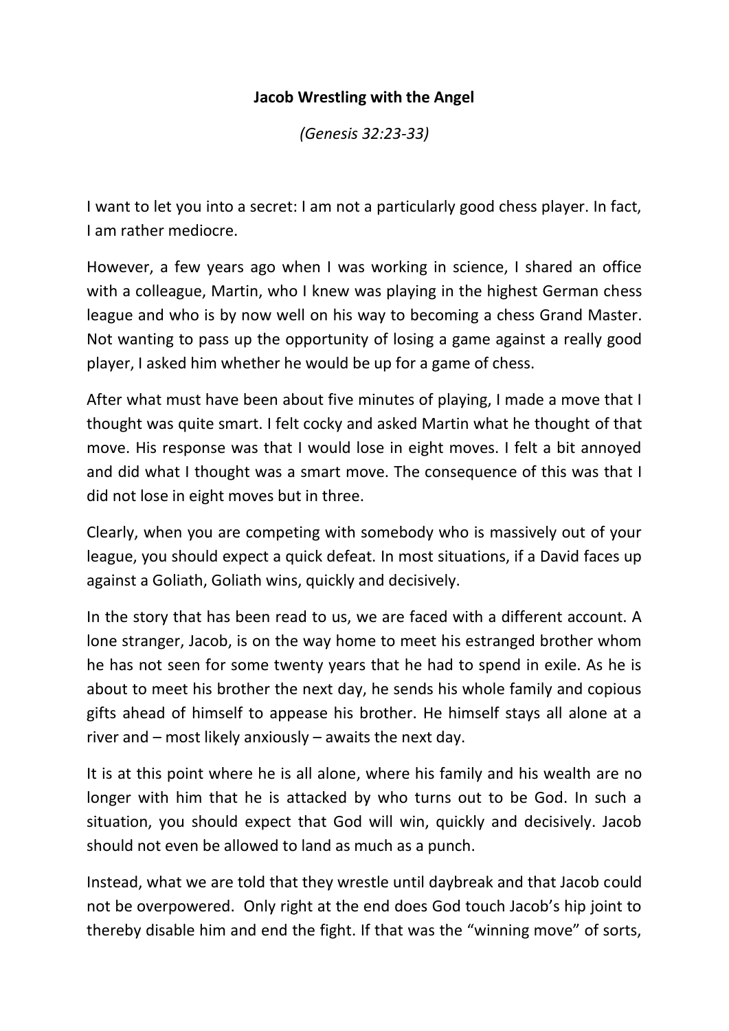**Jacob Wrestling with the Angel**

*(Genesis 32:23-33)*

I want to let you into a secret: I am not a particularly good chess player. In fact, I am rather mediocre.

However, a few years ago when I was working in science, I shared an office with a colleague, Martin, who I knew was playing in the highest German chess league and who is by now well on his way to becoming a chess Grand Master. Not wanting to pass up the opportunity of losing a game against a really good player, I asked him whether he would be up for a game of chess.

After what must have been about five minutes of playing, I made a move that I thought was quite smart. I felt cocky and asked Martin what he thought of that move. His response was that I would lose in eight moves. I felt a bit annoyed and did what I thought was a smart move. The consequence of this was that I did not lose in eight moves but in three.

Clearly, when you are competing with somebody who is massively out of your league, you should expect a quick defeat. In most situations, if a David faces up against a Goliath, Goliath wins, quickly and decisively.

In the story that has been read to us, we are faced with a different account. A lone stranger, Jacob, is on the way home to meet his estranged brother whom he has not seen for some twenty years that he had to spend in exile. As he is about to meet his brother the next day, he sends his whole family and copious gifts ahead of himself to appease his brother. He himself stays all alone at a river and – most likely anxiously – awaits the next day.

It is at this point where he is all alone, where his family and his wealth are no longer with him that he is attacked by who turns out to be God. In such a situation, you should expect that God will win, quickly and decisively. Jacob should not even be allowed to land as much as a punch.

Instead, what we are told that they wrestle until daybreak and that Jacob could not be overpowered. Only right at the end does God touch Jacob's hip joint to thereby disable him and end the fight. If that was the "winning move" of sorts,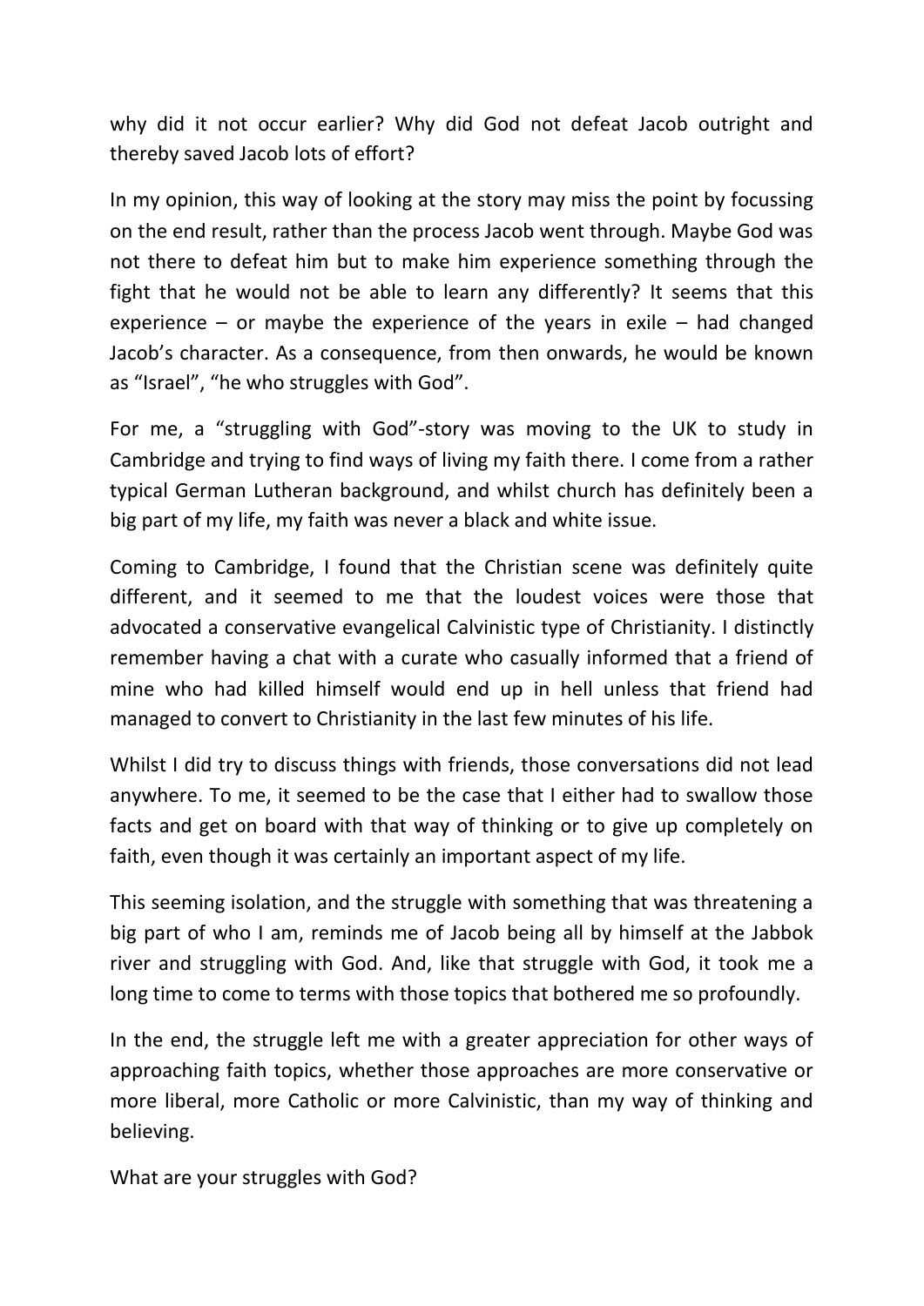why did it not occur earlier? Why did God not defeat Jacob outright and thereby saved Jacob lots of effort?

In my opinion, this way of looking at the story may miss the point by focussing on the end result, rather than the process Jacob went through. Maybe God was not there to defeat him but to make him experience something through the fight that he would not be able to learn any differently? It seems that this experience – or maybe the experience of the years in exile – had changed Jacob's character. As a consequence, from then onwards, he would be known as "Israel", "he who struggles with God".

For me, a "struggling with God"-story was moving to the UK to study in Cambridge and trying to find ways of living my faith there. I come from a rather typical German Lutheran background, and whilst church has definitely been a big part of my life, my faith was never a black and white issue.

Coming to Cambridge, I found that the Christian scene was definitely quite different, and it seemed to me that the loudest voices were those that advocated a conservative evangelical Calvinistic type of Christianity. I distinctly remember having a chat with a curate who casually informed that a friend of mine who had killed himself would end up in hell unless that friend had managed to convert to Christianity in the last few minutes of his life.

Whilst I did try to discuss things with friends, those conversations did not lead anywhere. To me, it seemed to be the case that I either had to swallow those facts and get on board with that way of thinking or to give up completely on faith, even though it was certainly an important aspect of my life.

This seeming isolation, and the struggle with something that was threatening a big part of who I am, reminds me of Jacob being all by himself at the Jabbok river and struggling with God. And, like that struggle with God, it took me a long time to come to terms with those topics that bothered me so profoundly.

In the end, the struggle left me with a greater appreciation for other ways of approaching faith topics, whether those approaches are more conservative or more liberal, more Catholic or more Calvinistic, than my way of thinking and believing.

What are your struggles with God?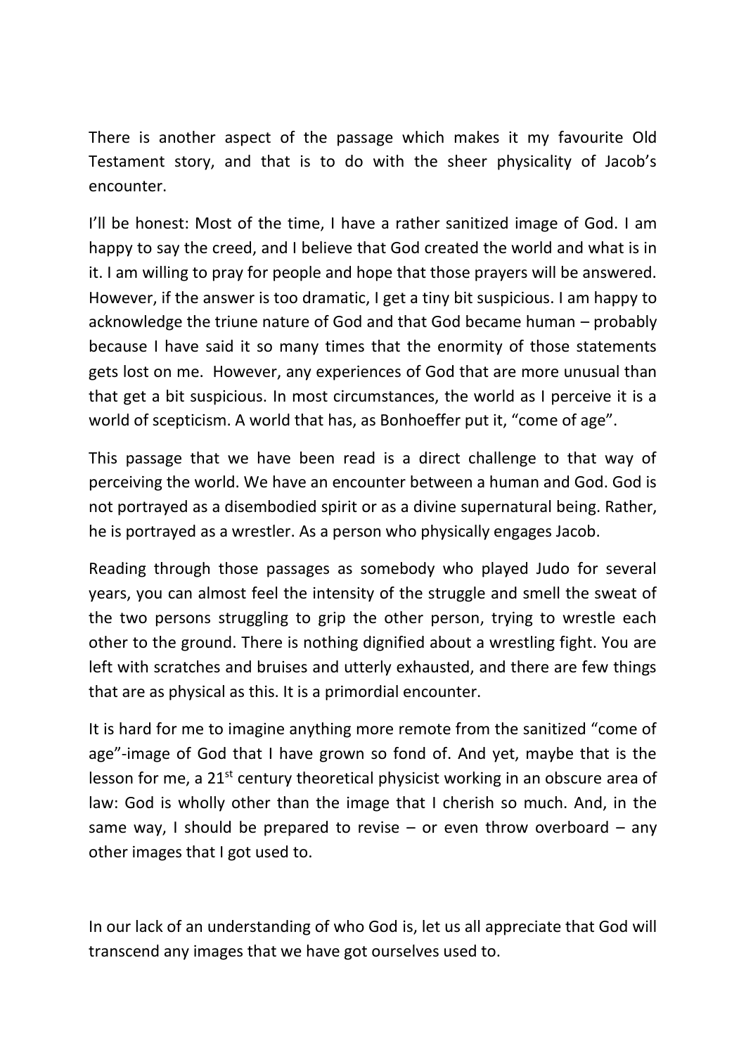There is another aspect of the passage which makes it my favourite Old Testament story, and that is to do with the sheer physicality of Jacob's encounter.

I'll be honest: Most of the time, I have a rather sanitized image of God. I am happy to say the creed, and I believe that God created the world and what is in it. I am willing to pray for people and hope that those prayers will be answered. However, if the answer is too dramatic, I get a tiny bit suspicious. I am happy to acknowledge the triune nature of God and that God became human – probably because I have said it so many times that the enormity of those statements gets lost on me. However, any experiences of God that are more unusual than that get a bit suspicious. In most circumstances, the world as I perceive it is a world of scepticism. A world that has, as Bonhoeffer put it, "come of age".

This passage that we have been read is a direct challenge to that way of perceiving the world. We have an encounter between a human and God. God is not portrayed as a disembodied spirit or as a divine supernatural being. Rather, he is portrayed as a wrestler. As a person who physically engages Jacob.

Reading through those passages as somebody who played Judo for several years, you can almost feel the intensity of the struggle and smell the sweat of the two persons struggling to grip the other person, trying to wrestle each other to the ground. There is nothing dignified about a wrestling fight. You are left with scratches and bruises and utterly exhausted, and there are few things that are as physical as this. It is a primordial encounter.

It is hard for me to imagine anything more remote from the sanitized "come of age"-image of God that I have grown so fond of. And yet, maybe that is the lesson for me, a 21st century theoretical physicist working in an obscure area of law: God is wholly other than the image that I cherish so much. And, in the same way, I should be prepared to revise – or even throw overboard – any other images that I got used to.

In our lack of an understanding of who God is, let us all appreciate that God will transcend any images that we have got ourselves used to.